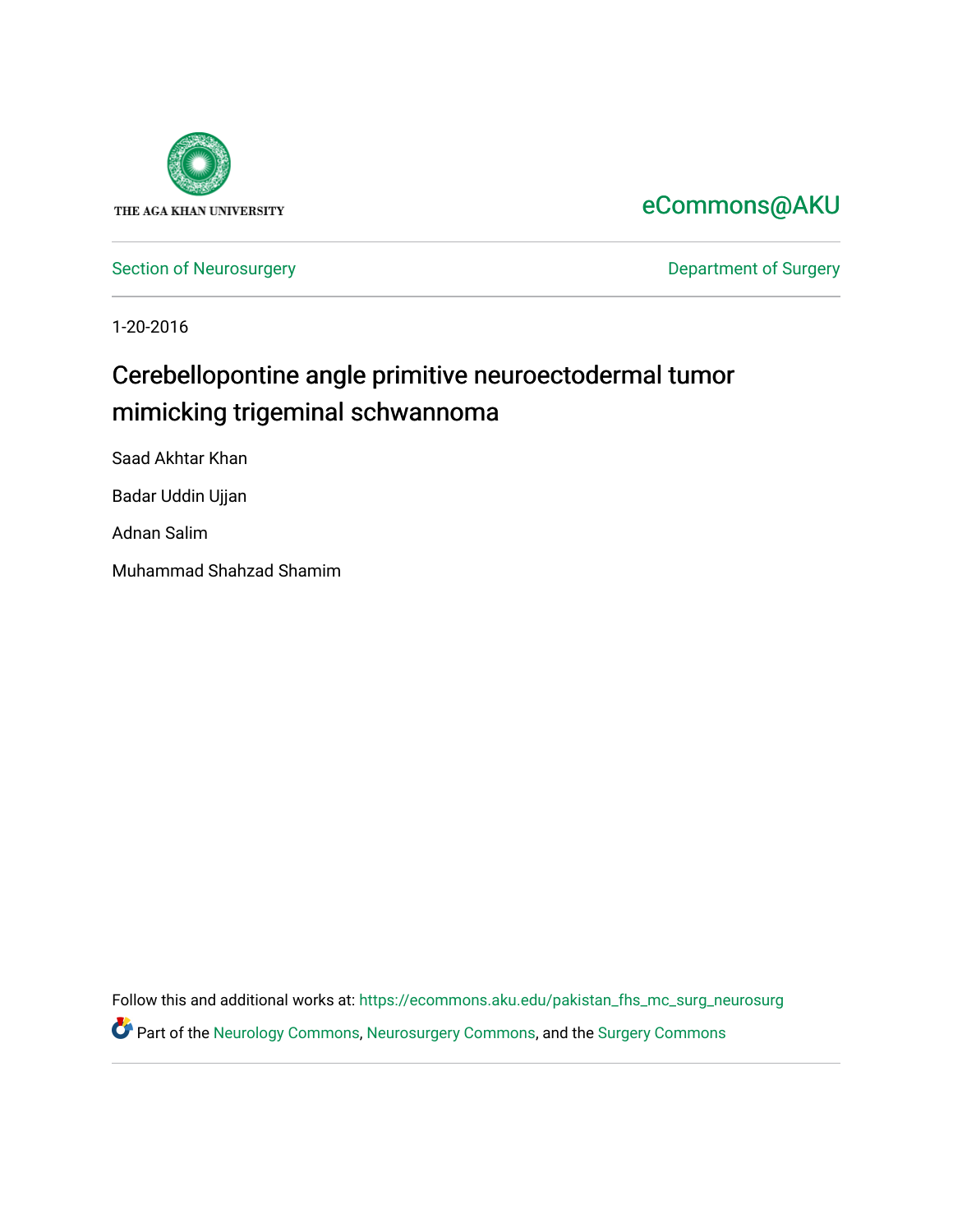THE AGA KHAN UNIVERSITY

eCommons@AKU

Section of Neurosurgery

Department of Surgery

1-20-2016

# Cerebellopontine angle primitive neuroectodermal tumor mimicking trigeminal schwannoma

Saad Akhtar Khan

Badar Uddin Ujjan

Adnan Salim

Muhammad Shahzad Shamim

Follow this and additional works at: https://ecommons.aku.edu/pakistan_fhs_mc_surg_neurosurg

Part of the Neurology Commons, Neurosurgery Commons, and the Surgery Commons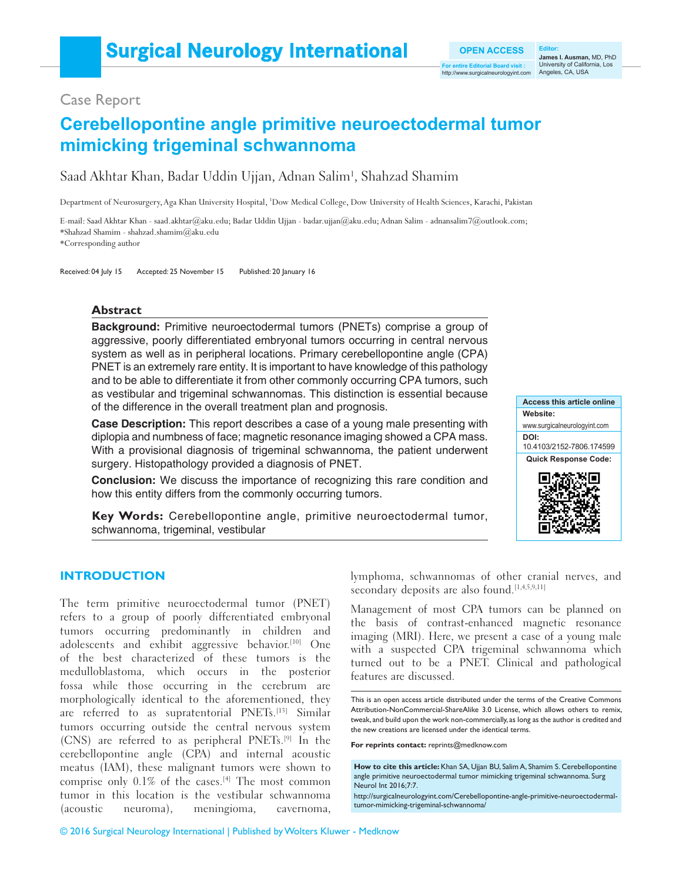Case Report

# Cerebellopontine angle primitive neuroectodermal tumor mimicking trigeminal schwannoma

Saad Akhtar Khan, Badar Uddin Ujjan, Adnan Salim[1], Shahzad Shamim

Department of Neurosurgery, Aga Khan University Hospital, [1]Dow Medical College, Dow University of Health Sciences, Karachi, Pakistan

E-mail: Saad Akhtar Khan - saad.akhtar@aku.edu; Badar Uddin Ujjan - badar.ujjan@aku.edu; Adnan Salim - adnansalim7@outlook.com; *Shahzad Shamim - shahzad.shamim@aku.edu
*Corresponding author

Received: 04 July 15 Accepted: 25 November 15 Published: 20 January 16

## Abstract

**Background:** Primitive neuroectodermal tumors (PNETs) comprise a group of aggressive, poorly differentiated embryonal tumors occurring in central nervous system as well as in peripheral locations. Primary cerebellopontine angle (CPA) PNET is an extremely rare entity. It is important to have knowledge of this pathology and to be able to differentiate it from other commonly occurring CPA tumors, such as vestibular and trigeminal schwannomas. This distinction is essential because of the difference in the overall treatment plan and prognosis.

**Case Description:** This report describes a case of a young male presenting with diplopia and numbness of face; magnetic resonance imaging showed a CPA mass. With a provisional diagnosis of trigeminal schwannoma, the patient underwent surgery. Histopathology provided a diagnosis of PNET.

**Conclusion:** We discuss the importance of recognizing this rare condition and how this entity differs from the commonly occurring tumors.

**Key Words:** Cerebellopontine angle, primitive neuroectodermal tumor, schwannoma, trigeminal, vestibular

Access this article online
Website: www.surgicalneurologyint.com
DOI: 10.4103/2152-7806.174599
Quick Response Code:

## INTRODUCTION

The term primitive neuroectodermal tumor (PNET) refers to a group of poorly differentiated embryonal tumors occurring predominantly in children and adolescents and exhibit aggressive behavior.[10] One of the best characterized of these tumors is the medulloblastoma, which occurs in the posterior fossa while those occurring in the cerebrum are morphologically identical to the aforementioned, they are referred to as supratentorial PNETs.[13] Similar tumors occurring outside the central nervous system (CNS) are referred to as peripheral PNETs.[9] In the cerebellopontine angle (CPA) and internal acoustic meatus (IAM), these malignant tumors were shown to comprise only 0.1% of the cases.[4] The most common tumor in this location is the vestibular schwannoma (acoustic neuroma), meningioma, cavernoma, lymphoma, schwannomas of other cranial nerves, and secondary deposits are also found.[1,4,5,9,11]

Management of most CPA tumors can be planned on the basis of contrast-enhanced magnetic resonance imaging (MRI). Here, we present a case of a young male with a suspected CPA trigeminal schwannoma which turned out to be a PNET. Clinical and pathological features are discussed.

This is an open access article distributed under the terms of the Creative Commons Attribution-NonCommercial-ShareAlike 3.0 License, which allows others to remix, tweak, and build upon the work non-commercially, as long as the author is credited and the new creations are licensed under the identical terms.

**For reprints contact:** reprints@medknow.com

**How to cite this article:** Khan SA, Ujjan BU, Salim A, Shamim S. Cerebellopontine angle primitive neuroectodermal tumor mimicking trigeminal schwannoma. Surg Neurol Int 2016;7:7.
http://surgicalneurologyint.com/Cerebellopontine-angle-primitive-neuroectodermal-tumor-mimicking-trigeminal-schwannoma/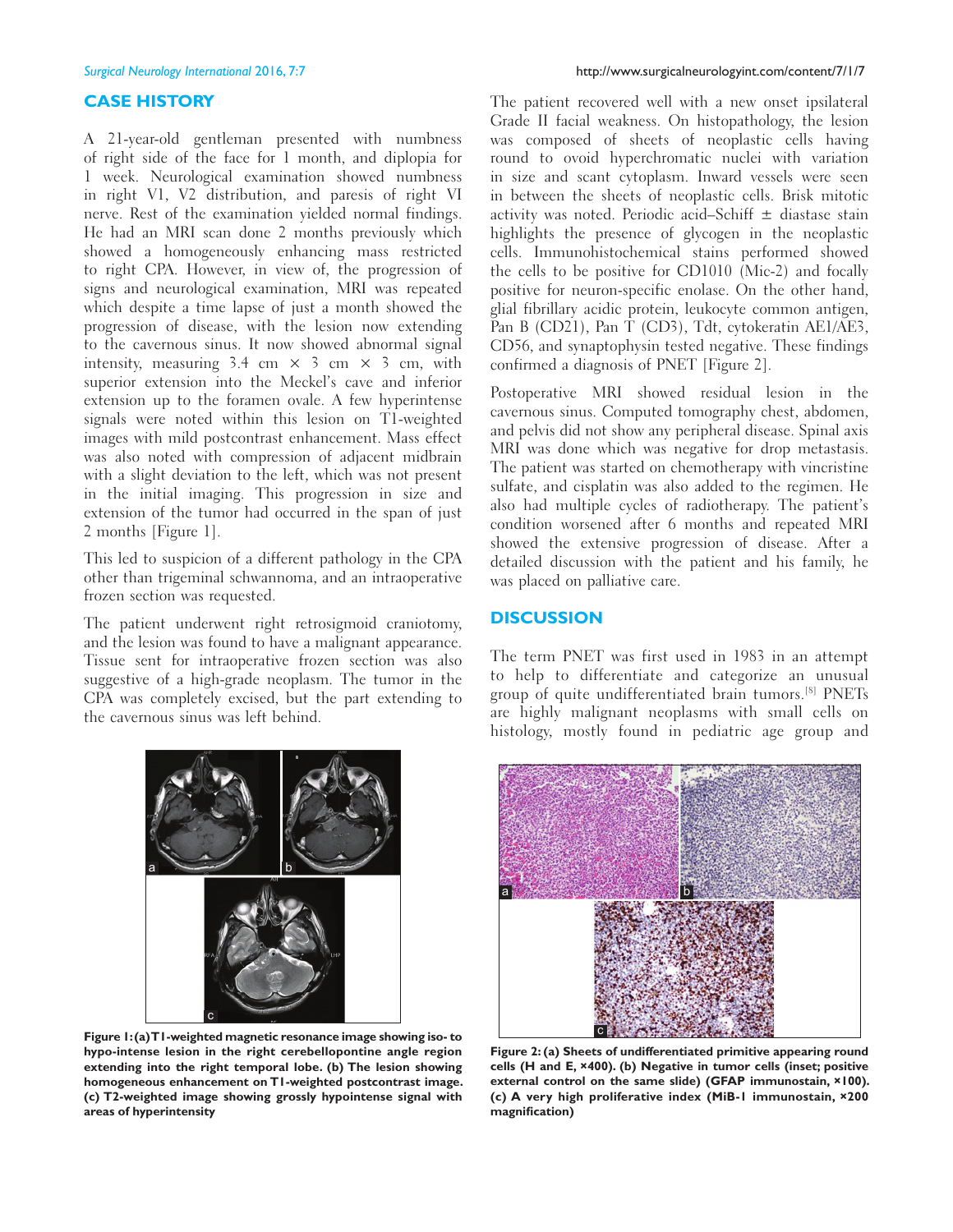## CASE HISTORY

A 21-year-old gentleman presented with numbness of right side of the face for 1 month, and diplopia for 1 week. Neurological examination showed numbness in right V1, V2 distribution, and paresis of right VI nerve. Rest of the examination yielded normal findings. He had an MRI scan done 2 months previously which showed a homogeneously enhancing mass restricted to right CPA. However, in view of, the progression of signs and neurological examination, MRI was repeated which despite a time lapse of just a month showed the progression of disease, with the lesion now extending to the cavernous sinus. It now showed abnormal signal intensity, measuring 3.4 cm × 3 cm × 3 cm, with superior extension into the Meckel's cave and inferior extension up to the foramen ovale. A few hyperintense signals were noted within this lesion on T1-weighted images with mild postcontrast enhancement. Mass effect was also noted with compression of adjacent midbrain with a slight deviation to the left, which was not present in the initial imaging. This progression in size and extension of the tumor had occurred in the span of just 2 months [Figure 1].

This led to suspicion of a different pathology in the CPA other than trigeminal schwannoma, and an intraoperative frozen section was requested.

The patient underwent right retrosigmoid craniotomy, and the lesion was found to have a malignant appearance. Tissue sent for intraoperative frozen section was also suggestive of a high-grade neoplasm. The tumor in the CPA was completely excised, but the part extending to the cavernous sinus was left behind.

**Figure 1: (a) T1-weighted magnetic resonance image showing iso- to hypo-intense lesion in the right cerebellopontine angle region extending into the right temporal lobe. (b) The lesion showing homogeneous enhancement on T1-weighted postcontrast image. (c) T2-weighted image showing grossly hypointense signal with areas of hyperintensity**

The patient recovered well with a new onset ipsilateral Grade II facial weakness. On histopathology, the lesion was composed of sheets of neoplastic cells having round to ovoid hyperchromatic nuclei with variation in size and scant cytoplasm. Inward vessels were seen in between the sheets of neoplastic cells. Brisk mitotic activity was noted. Periodic acid–Schiff ± diastase stain highlights the presence of glycogen in the neoplastic cells. Immunohistochemical stains performed showed the cells to be positive for CD1010 (Mic-2) and focally positive for neuron-specific enolase. On the other hand, glial fibrillary acidic protein, leukocyte common antigen, Pan B (CD21), Pan T (CD3), Tdt, cytokeratin AE1/AE3, CD56, and synaptophysin tested negative. These findings confirmed a diagnosis of PNET [Figure 2].

Postoperative MRI showed residual lesion in the cavernous sinus. Computed tomography chest, abdomen, and pelvis did not show any peripheral disease. Spinal axis MRI was done which was negative for drop metastasis. The patient was started on chemotherapy with vincristine sulfate, and cisplatin was also added to the regimen. He also had multiple cycles of radiotherapy. The patient's condition worsened after 6 months and repeated MRI showed the extensive progression of disease. After a detailed discussion with the patient and his family, he was placed on palliative care.

## DISCUSSION

The term PNET was first used in 1983 in an attempt to help to differentiate and categorize an unusual group of quite undifferentiated brain tumors.[8] PNETs are highly malignant neoplasms with small cells on histology, mostly found in pediatric age group and

**Figure 2: (a) Sheets of undifferentiated primitive appearing round cells (H and E, ×400). (b) Negative in tumor cells (inset; positive external control on the same slide) (GFAP immunostain, ×100). (c) A very high proliferative index (MiB-1 immunostain, ×200 magnification)**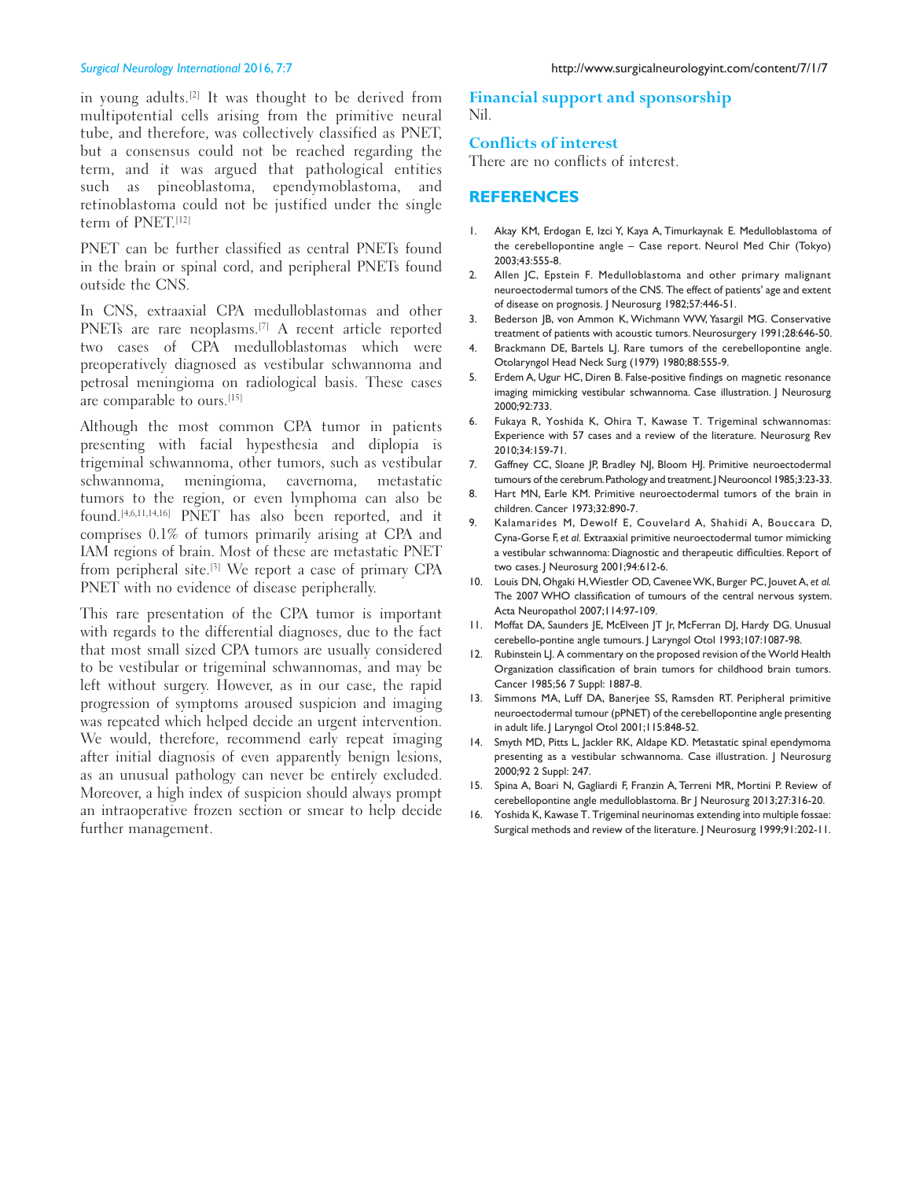in young adults.[2] It was thought to be derived from multipotential cells arising from the primitive neural tube, and therefore, was collectively classified as PNET, but a consensus could not be reached regarding the term, and it was argued that pathological entities such as pineoblastoma, ependymoblastoma, and retinoblastoma could not be justified under the single term of PNET.[12]

PNET can be further classified as central PNETs found in the brain or spinal cord, and peripheral PNETs found outside the CNS.

In CNS, extraaxial CPA medulloblastomas and other PNETs are rare neoplasms.[7] A recent article reported two cases of CPA medulloblastomas which were preoperatively diagnosed as vestibular schwannoma and petrosal meningioma on radiological basis. These cases are comparable to ours.[15]

Although the most common CPA tumor in patients presenting with facial hypesthesia and diplopia is trigeminal schwannoma, other tumors, such as vestibular schwannoma, meningioma, cavernoma, metastatic tumors to the region, or even lymphoma can also be found.[4,6,11,14,16] PNET has also been reported, and it comprises 0.1% of tumors primarily arising at CPA and IAM regions of brain. Most of these are metastatic PNET from peripheral site.[3] We report a case of primary CPA PNET with no evidence of disease peripherally.

This rare presentation of the CPA tumor is important with regards to the differential diagnoses, due to the fact that most small sized CPA tumors are usually considered to be vestibular or trigeminal schwannomas, and may be left without surgery. However, as in our case, the rapid progression of symptoms aroused suspicion and imaging was repeated which helped decide an urgent intervention. We would, therefore, recommend early repeat imaging after initial diagnosis of even apparently benign lesions, as an unusual pathology can never be entirely excluded. Moreover, a high index of suspicion should always prompt an intraoperative frozen section or smear to help decide further management.

## Financial support and sponsorship

Nil.

## Conflicts of interest

There are no conflicts of interest.

## REFERENCES

1. Akay KM, Erdogan E, Izci Y, Kaya A, Timurkaynak E. Medulloblastoma of the cerebellopontine angle – Case report. Neurol Med Chir (Tokyo) 2003;43:555-8.
2. Allen JC, Epstein F. Medulloblastoma and other primary malignant neuroectodermal tumors of the CNS. The effect of patients' age and extent of disease on prognosis. J Neurosurg 1982;57:446-51.
3. Bederson JB, von Ammon K, Wichmann WW, Yasargil MG. Conservative treatment of patients with acoustic tumors. Neurosurgery 1991;28:646-50.
4. Brackmann DE, Bartels LJ. Rare tumors of the cerebellopontine angle. Otolaryngol Head Neck Surg (1979) 1980;88:555-9.
5. Erdem A, Ugur HC, Diren B. False-positive findings on magnetic resonance imaging mimicking vestibular schwannoma. Case illustration. J Neurosurg 2000;92:733.
6. Fukaya R, Yoshida K, Ohira T, Kawase T. Trigeminal schwannomas: Experience with 57 cases and a review of the literature. Neurosurg Rev 2010;34:159-71.
7. Gaffney CC, Sloane JP, Bradley NJ, Bloom HJ. Primitive neuroectodermal tumours of the cerebrum. Pathology and treatment. J Neurooncol 1985;3:23-33.
8. Hart MN, Earle KM. Primitive neuroectodermal tumors of the brain in children. Cancer 1973;32:890-7.
9. Kalamarides M, Dewolf E, Couvelard A, Shahidi A, Bouccara D, Cyna-Gorse F, *et al.* Extraaxial primitive neuroectodermal tumor mimicking a vestibular schwannoma: Diagnostic and therapeutic difficulties. Report of two cases. J Neurosurg 2001;94:612-6.
10. Louis DN, Ohgaki H, Wiestler OD, Cavenee WK, Burger PC, Jouvet A, *et al.* The 2007 WHO classification of tumours of the central nervous system. Acta Neuropathol 2007;114:97-109.
11. Moffat DA, Saunders JE, McElveen JT Jr, McFerran DJ, Hardy DG. Unusual cerebello-pontine angle tumours. J Laryngol Otol 1993;107:1087-98.
12. Rubinstein LJ. A commentary on the proposed revision of the World Health Organization classification of brain tumors for childhood brain tumors. Cancer 1985;56 7 Suppl: 1887-8.
13. Simmons MA, Luff DA, Banerjee SS, Ramsden RT. Peripheral primitive neuroectodermal tumour (pPNET) of the cerebellopontine angle presenting in adult life. J Laryngol Otol 2001;115:848-52.
14. Smyth MD, Pitts L, Jackler RK, Aldape KD. Metastatic spinal ependymoma presenting as a vestibular schwannoma. Case illustration. J Neurosurg 2000;92 2 Suppl: 247.
15. Spina A, Boari N, Gagliardi F, Franzin A, Terreni MR, Mortini P. Review of cerebellopontine angle medulloblastoma. Br J Neurosurg 2013;27:316-20.
16. Yoshida K, Kawase T. Trigeminal neurinomas extending into multiple fossae: Surgical methods and review of the literature. J Neurosurg 1999;91:202-11.